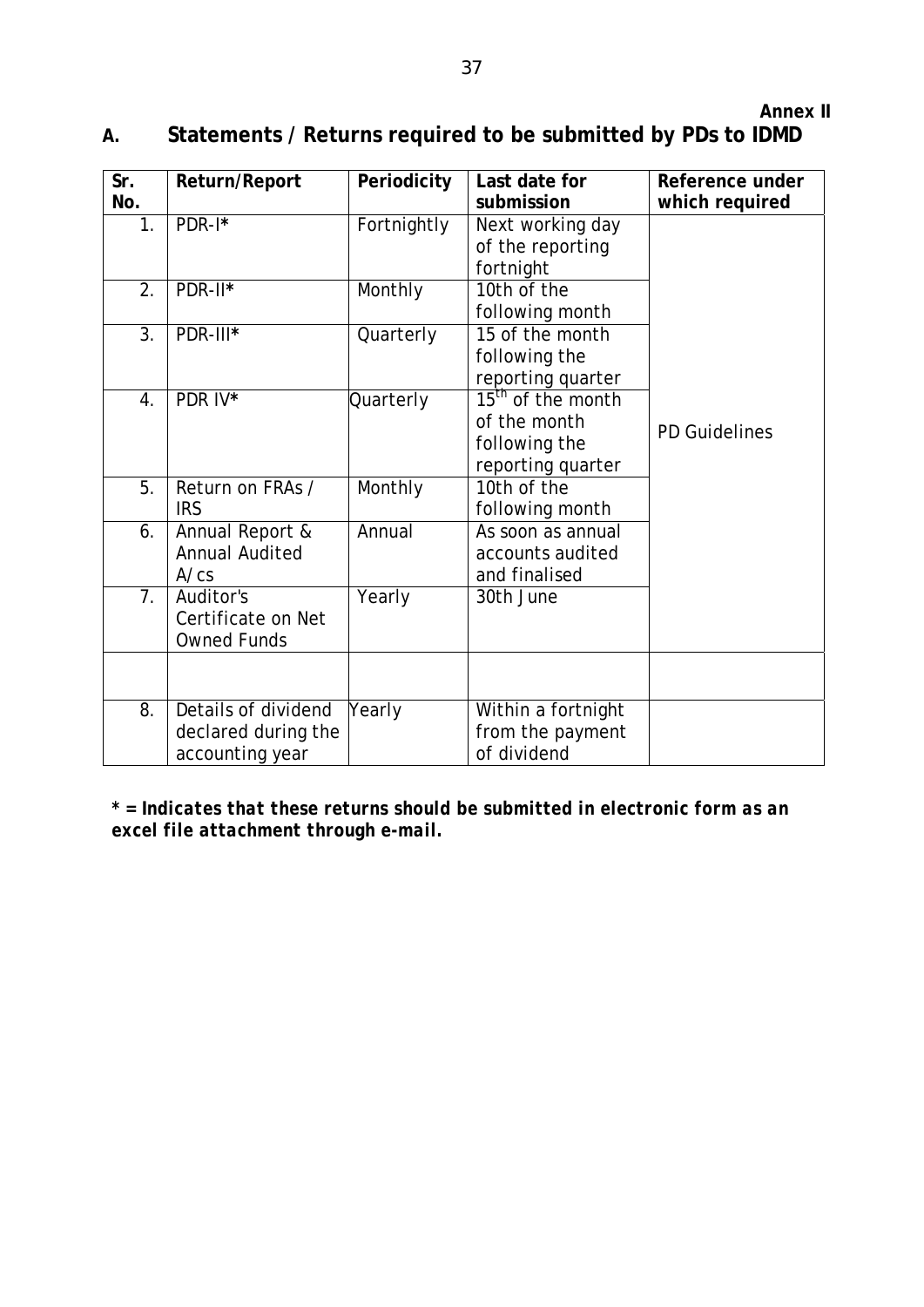**Annex II**

## A. Statements / Returns required to be submitted by PDs to IDMD

| Sr. No. | Return/Report | Periodicity | Last date for submission | Reference under which required |
|---|---|---|---|---|
| 1. | PDR-I* | Fortnightly | Next working day of the reporting fortnight | PD Guidelines |
| 2. | PDR-II* | Monthly | 10th of the following month | |
| 3. | PDR-III* | Quarterly | 15 of the month following the reporting quarter | |
| 4. | PDR IV* | Quarterly | 15th of the month of the month following the reporting quarter | |
| 5. | Return on FRAs / IRS | Monthly | 10th of the following month | |
| 6. | Annual Report & Annual Audited A/cs | Annual | As soon as annual accounts audited and finalised | |
| 7. | Auditor's Certificate on Net Owned Funds | Yearly | 30th June | |
| | | | | |
| 8. | Details of dividend declared during the accounting year | Yearly | Within a fortnight from the payment of dividend | |

***\* = Indicates that these returns should be submitted in electronic form as an excel file attachment through e-mail.***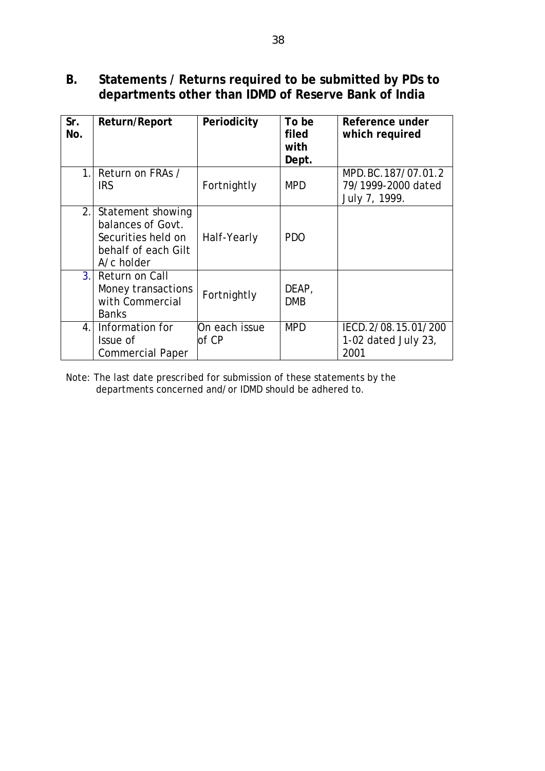## B. Statements / Returns required to be submitted by PDs to departments other than IDMD of Reserve Bank of India

| Sr. No. | Return/Report | Periodicity | To be filed with Dept. | Reference under which required |
|---|---|---|---|---|
| 1. | Return on FRAs / IRS | Fortnightly | MPD | MPD.BC.187/07.01.279/1999-2000 dated July 7, 1999. |
| 2. | Statement showing balances of Govt. Securities held on behalf of each Gilt A/c holder | Half-Yearly | PDO | |
| 3. | Return on Call Money transactions with Commercial Banks | Fortnightly | DEAP, DMB | |
| 4. | Information for Issue of Commercial Paper | On each issue of CP | MPD | IECD.2/08.15.01/2001-02 dated July 23, 2001 |

Note: The last date prescribed for submission of these statements by the departments concerned and/or IDMD should be adhered to.